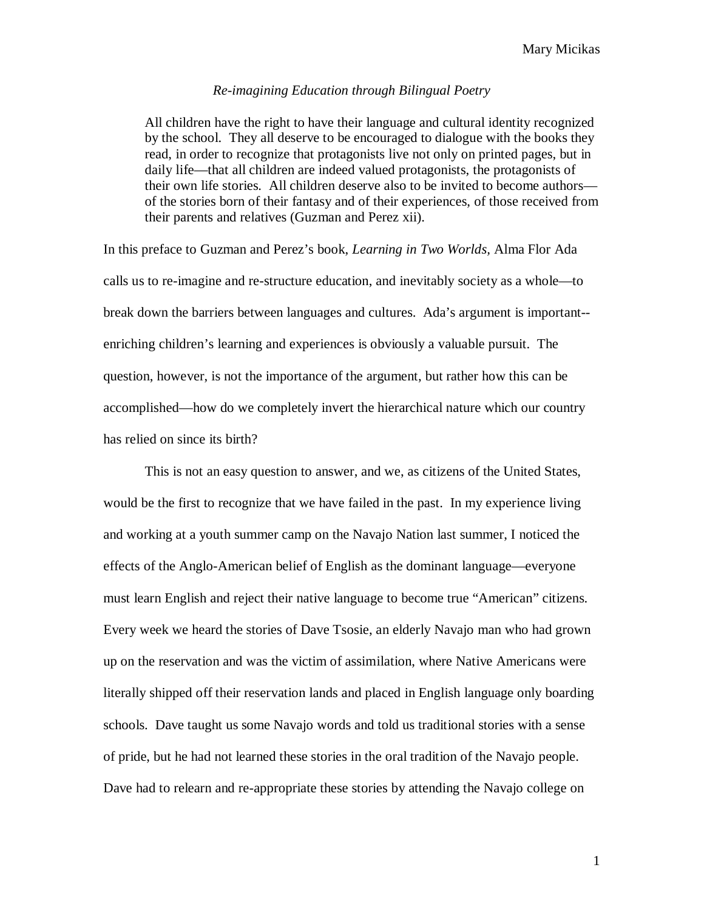Mary Micikas

*Re-imagining Education through Bilingual Poetry*

> All children have the right to have their language and cultural identity recognized by the school. They all deserve to be encouraged to dialogue with the books they read, in order to recognize that protagonists live not only on printed pages, but in daily life—that all children are indeed valued protagonists, the protagonists of their own life stories. All children deserve also to be invited to become authors—of the stories born of their fantasy and of their experiences, of those received from their parents and relatives (Guzman and Perez xii).

In this preface to Guzman and Perez's book, *Learning in Two Worlds*, Alma Flor Ada calls us to re-imagine and re-structure education, and inevitably society as a whole—to break down the barriers between languages and cultures. Ada's argument is important--enriching children's learning and experiences is obviously a valuable pursuit. The question, however, is not the importance of the argument, but rather how this can be accomplished—how do we completely invert the hierarchical nature which our country has relied on since its birth?

This is not an easy question to answer, and we, as citizens of the United States, would be the first to recognize that we have failed in the past. In my experience living and working at a youth summer camp on the Navajo Nation last summer, I noticed the effects of the Anglo-American belief of English as the dominant language—everyone must learn English and reject their native language to become true "American" citizens. Every week we heard the stories of Dave Tsosie, an elderly Navajo man who had grown up on the reservation and was the victim of assimilation, where Native Americans were literally shipped off their reservation lands and placed in English language only boarding schools. Dave taught us some Navajo words and told us traditional stories with a sense of pride, but he had not learned these stories in the oral tradition of the Navajo people. Dave had to relearn and re-appropriate these stories by attending the Navajo college on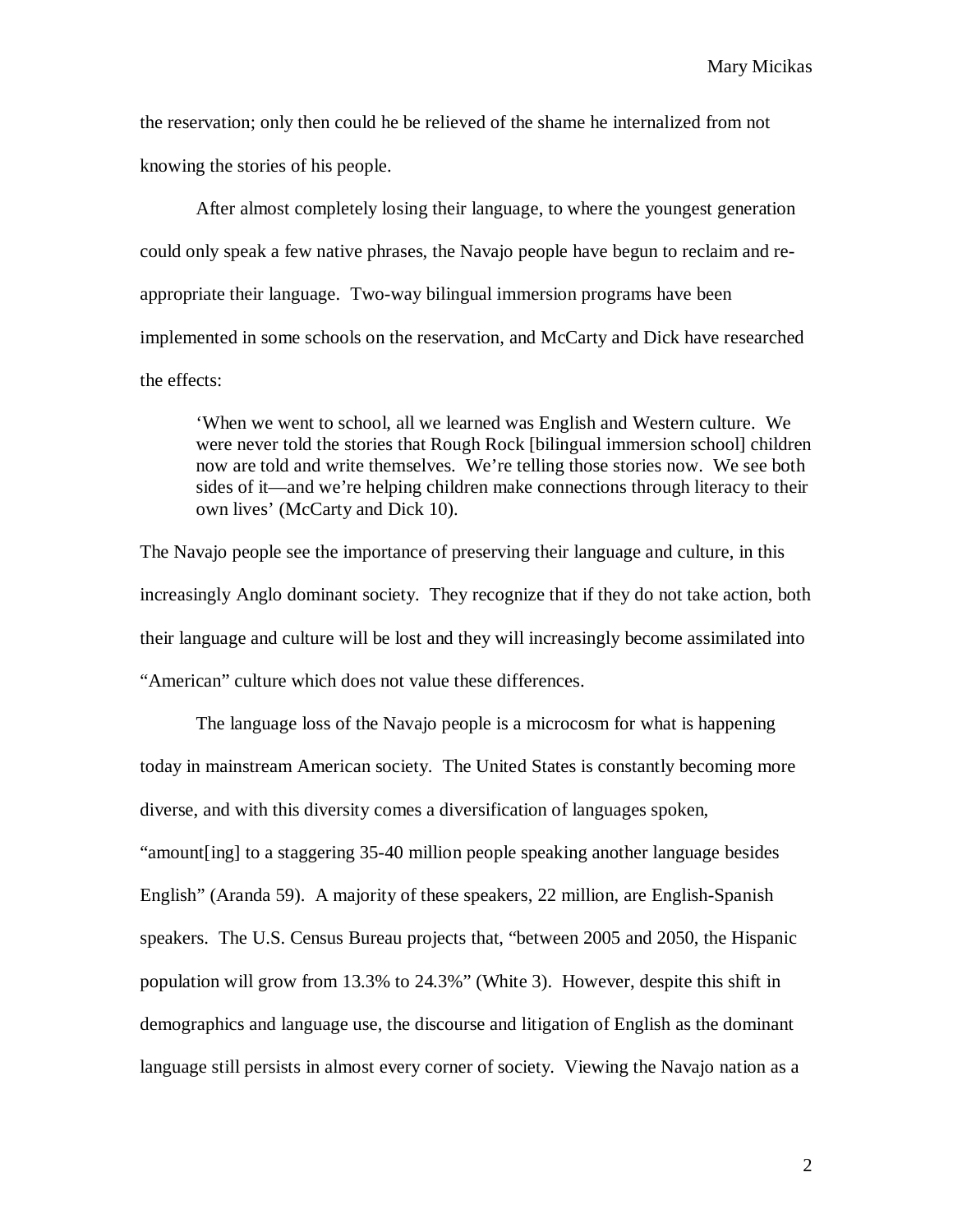the reservation; only then could he be relieved of the shame he internalized from not knowing the stories of his people.

After almost completely losing their language, to where the youngest generation could only speak a few native phrases, the Navajo people have begun to reclaim and re-appropriate their language. Two-way bilingual immersion programs have been implemented in some schools on the reservation, and McCarty and Dick have researched the effects:

> 'When we went to school, all we learned was English and Western culture. We were never told the stories that Rough Rock [bilingual immersion school] children now are told and write themselves. We're telling those stories now. We see both sides of it—and we're helping children make connections through literacy to their own lives' (McCarty and Dick 10).

The Navajo people see the importance of preserving their language and culture, in this increasingly Anglo dominant society. They recognize that if they do not take action, both their language and culture will be lost and they will increasingly become assimilated into "American" culture which does not value these differences.

The language loss of the Navajo people is a microcosm for what is happening today in mainstream American society. The United States is constantly becoming more diverse, and with this diversity comes a diversification of languages spoken, "amount[ing] to a staggering 35-40 million people speaking another language besides English" (Aranda 59). A majority of these speakers, 22 million, are English-Spanish speakers. The U.S. Census Bureau projects that, "between 2005 and 2050, the Hispanic population will grow from 13.3% to 24.3%" (White 3). However, despite this shift in demographics and language use, the discourse and litigation of English as the dominant language still persists in almost every corner of society. Viewing the Navajo nation as a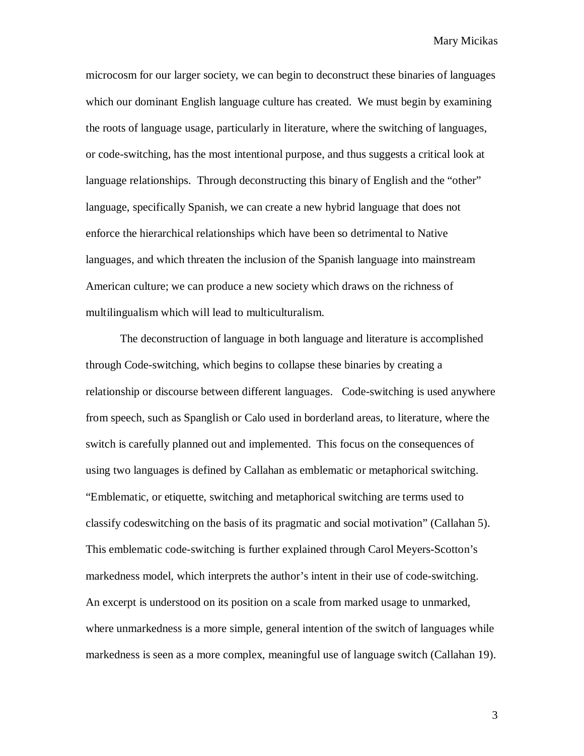microcosm for our larger society, we can begin to deconstruct these binaries of languages which our dominant English language culture has created. We must begin by examining the roots of language usage, particularly in literature, where the switching of languages, or code-switching, has the most intentional purpose, and thus suggests a critical look at language relationships. Through deconstructing this binary of English and the "other" language, specifically Spanish, we can create a new hybrid language that does not enforce the hierarchical relationships which have been so detrimental to Native languages, and which threaten the inclusion of the Spanish language into mainstream American culture; we can produce a new society which draws on the richness of multilingualism which will lead to multiculturalism.

The deconstruction of language in both language and literature is accomplished through Code-switching, which begins to collapse these binaries by creating a relationship or discourse between different languages. Code-switching is used anywhere from speech, such as Spanglish or Calo used in borderland areas, to literature, where the switch is carefully planned out and implemented. This focus on the consequences of using two languages is defined by Callahan as emblematic or metaphorical switching. "Emblematic, or etiquette, switching and metaphorical switching are terms used to classify codeswitching on the basis of its pragmatic and social motivation" (Callahan 5). This emblematic code-switching is further explained through Carol Meyers-Scotton's markedness model, which interprets the author's intent in their use of code-switching. An excerpt is understood on its position on a scale from marked usage to unmarked, where unmarkedness is a more simple, general intention of the switch of languages while markedness is seen as a more complex, meaningful use of language switch (Callahan 19).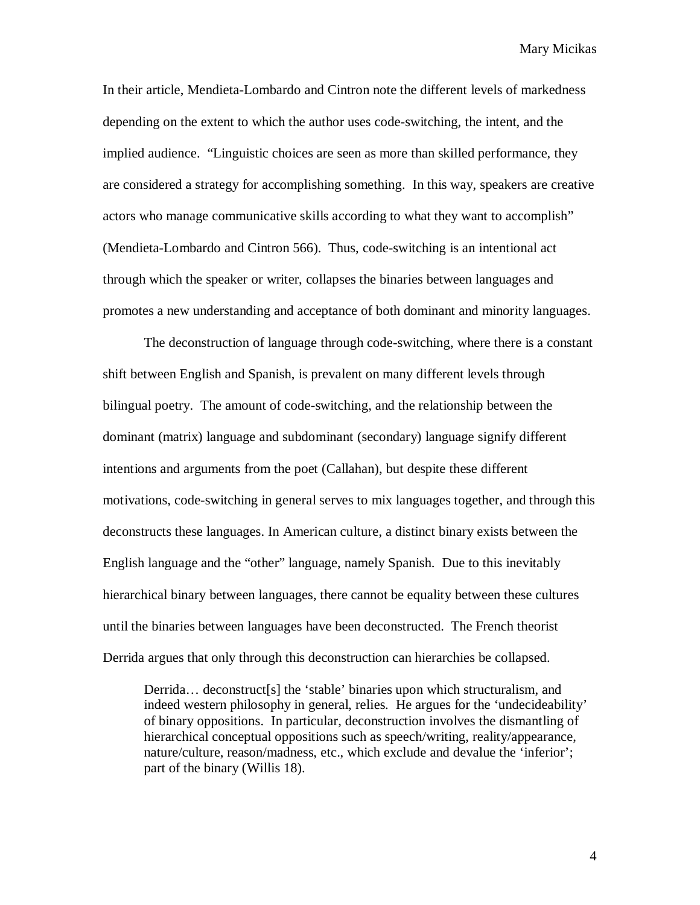In their article, Mendieta-Lombardo and Cintron note the different levels of markedness depending on the extent to which the author uses code-switching, the intent, and the implied audience. "Linguistic choices are seen as more than skilled performance, they are considered a strategy for accomplishing something. In this way, speakers are creative actors who manage communicative skills according to what they want to accomplish" (Mendieta-Lombardo and Cintron 566). Thus, code-switching is an intentional act through which the speaker or writer, collapses the binaries between languages and promotes a new understanding and acceptance of both dominant and minority languages.

The deconstruction of language through code-switching, where there is a constant shift between English and Spanish, is prevalent on many different levels through bilingual poetry. The amount of code-switching, and the relationship between the dominant (matrix) language and subdominant (secondary) language signify different intentions and arguments from the poet (Callahan), but despite these different motivations, code-switching in general serves to mix languages together, and through this deconstructs these languages. In American culture, a distinct binary exists between the English language and the "other" language, namely Spanish. Due to this inevitably hierarchical binary between languages, there cannot be equality between these cultures until the binaries between languages have been deconstructed. The French theorist Derrida argues that only through this deconstruction can hierarchies be collapsed.

> Derrida… deconstruct[s] the 'stable' binaries upon which structuralism, and indeed western philosophy in general, relies. He argues for the 'undecideability' of binary oppositions. In particular, deconstruction involves the dismantling of hierarchical conceptual oppositions such as speech/writing, reality/appearance, nature/culture, reason/madness, etc., which exclude and devalue the 'inferior'; part of the binary (Willis 18).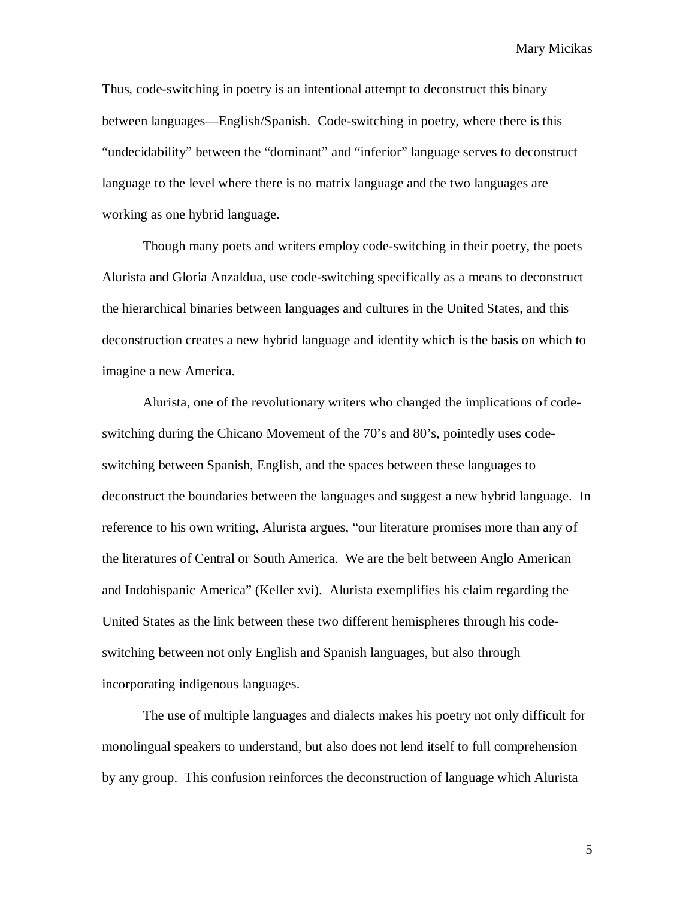Thus, code-switching in poetry is an intentional attempt to deconstruct this binary between languages—English/Spanish. Code-switching in poetry, where there is this "undecidability" between the "dominant" and "inferior" language serves to deconstruct language to the level where there is no matrix language and the two languages are working as one hybrid language.

Though many poets and writers employ code-switching in their poetry, the poets Alurista and Gloria Anzaldua, use code-switching specifically as a means to deconstruct the hierarchical binaries between languages and cultures in the United States, and this deconstruction creates a new hybrid language and identity which is the basis on which to imagine a new America.

Alurista, one of the revolutionary writers who changed the implications of code-switching during the Chicano Movement of the 70's and 80's, pointedly uses code-switching between Spanish, English, and the spaces between these languages to deconstruct the boundaries between the languages and suggest a new hybrid language. In reference to his own writing, Alurista argues, "our literature promises more than any of the literatures of Central or South America. We are the belt between Anglo American and Indohispanic America" (Keller xvi). Alurista exemplifies his claim regarding the United States as the link between these two different hemispheres through his code-switching between not only English and Spanish languages, but also through incorporating indigenous languages.

The use of multiple languages and dialects makes his poetry not only difficult for monolingual speakers to understand, but also does not lend itself to full comprehension by any group. This confusion reinforces the deconstruction of language which Alurista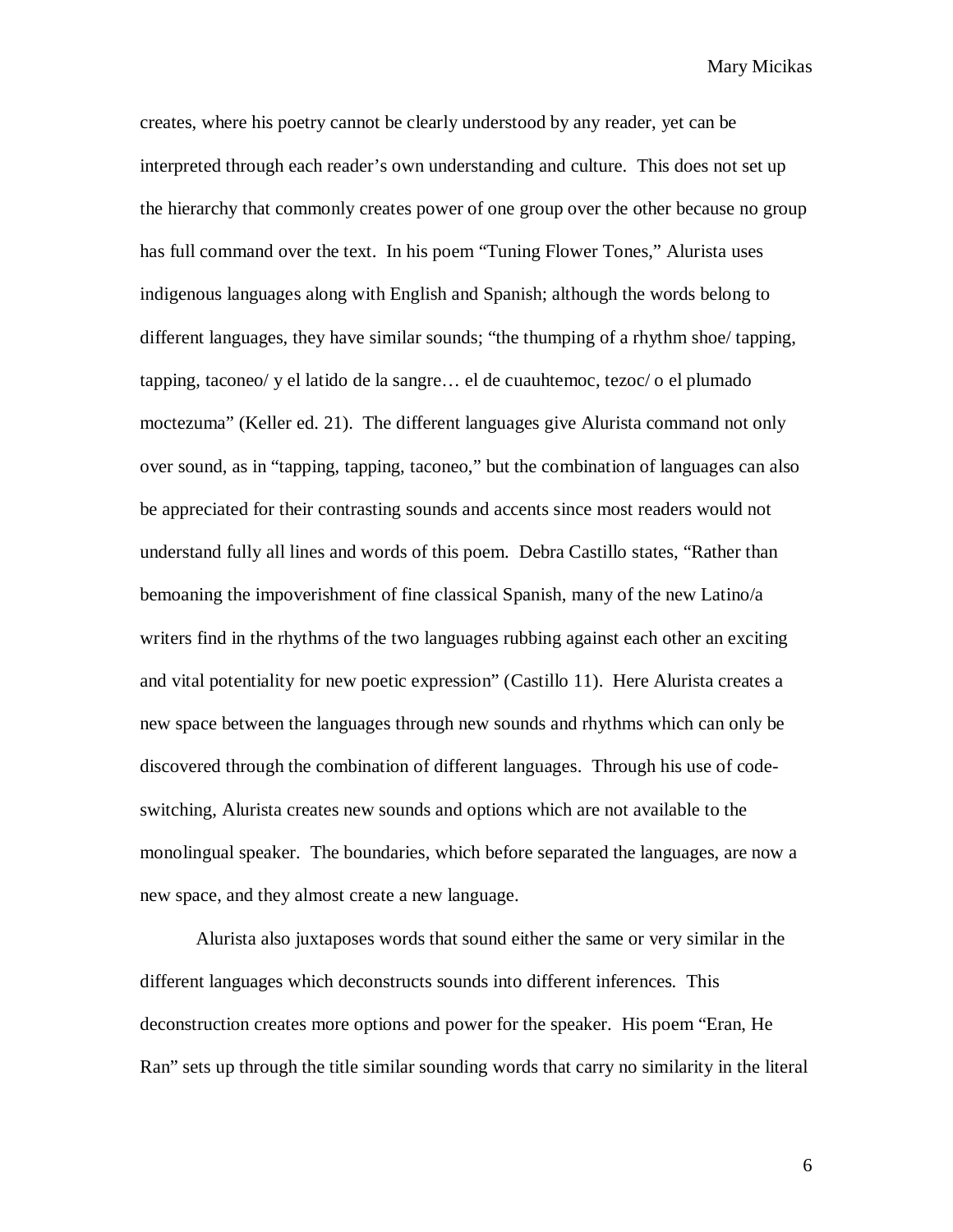creates, where his poetry cannot be clearly understood by any reader, yet can be interpreted through each reader's own understanding and culture. This does not set up the hierarchy that commonly creates power of one group over the other because no group has full command over the text. In his poem "Tuning Flower Tones," Alurista uses indigenous languages along with English and Spanish; although the words belong to different languages, they have similar sounds; "the thumping of a rhythm shoe/ tapping, tapping, taconeo/ y el latido de la sangre… el de cuauhtemoc, tezoc/ o el plumado moctezuma" (Keller ed. 21). The different languages give Alurista command not only over sound, as in "tapping, tapping, taconeo," but the combination of languages can also be appreciated for their contrasting sounds and accents since most readers would not understand fully all lines and words of this poem. Debra Castillo states, "Rather than bemoaning the impoverishment of fine classical Spanish, many of the new Latino/a writers find in the rhythms of the two languages rubbing against each other an exciting and vital potentiality for new poetic expression" (Castillo 11). Here Alurista creates a new space between the languages through new sounds and rhythms which can only be discovered through the combination of different languages. Through his use of code-switching, Alurista creates new sounds and options which are not available to the monolingual speaker. The boundaries, which before separated the languages, are now a new space, and they almost create a new language.

Alurista also juxtaposes words that sound either the same or very similar in the different languages which deconstructs sounds into different inferences. This deconstruction creates more options and power for the speaker. His poem "Eran, He Ran" sets up through the title similar sounding words that carry no similarity in the literal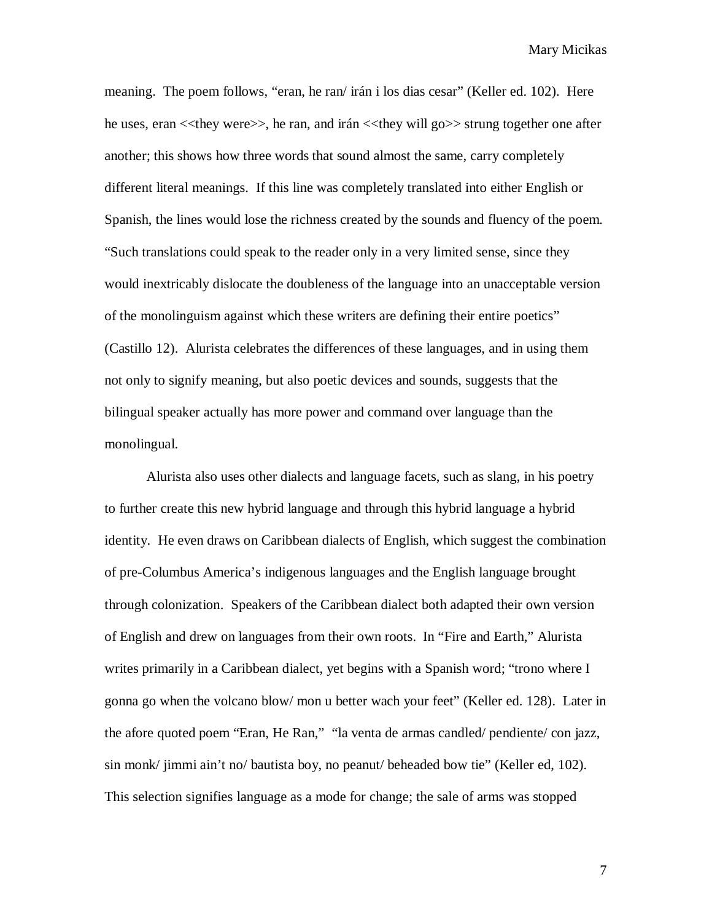meaning. The poem follows, "eran, he ran/ irán i los dias cesar" (Keller ed. 102). Here he uses, eran <<they were>>, he ran, and irán <<they will go>> strung together one after another; this shows how three words that sound almost the same, carry completely different literal meanings. If this line was completely translated into either English or Spanish, the lines would lose the richness created by the sounds and fluency of the poem. "Such translations could speak to the reader only in a very limited sense, since they would inextricably dislocate the doubleness of the language into an unacceptable version of the monolinguism against which these writers are defining their entire poetics" (Castillo 12). Alurista celebrates the differences of these languages, and in using them not only to signify meaning, but also poetic devices and sounds, suggests that the bilingual speaker actually has more power and command over language than the monolingual.

Alurista also uses other dialects and language facets, such as slang, in his poetry to further create this new hybrid language and through this hybrid language a hybrid identity. He even draws on Caribbean dialects of English, which suggest the combination of pre-Columbus America's indigenous languages and the English language brought through colonization. Speakers of the Caribbean dialect both adapted their own version of English and drew on languages from their own roots. In "Fire and Earth," Alurista writes primarily in a Caribbean dialect, yet begins with a Spanish word; "trono where I gonna go when the volcano blow/ mon u better wach your feet" (Keller ed. 128). Later in the afore quoted poem "Eran, He Ran," "la venta de armas candled/ pendiente/ con jazz, sin monk/ jimmi ain't no/ bautista boy, no peanut/ beheaded bow tie" (Keller ed, 102). This selection signifies language as a mode for change; the sale of arms was stopped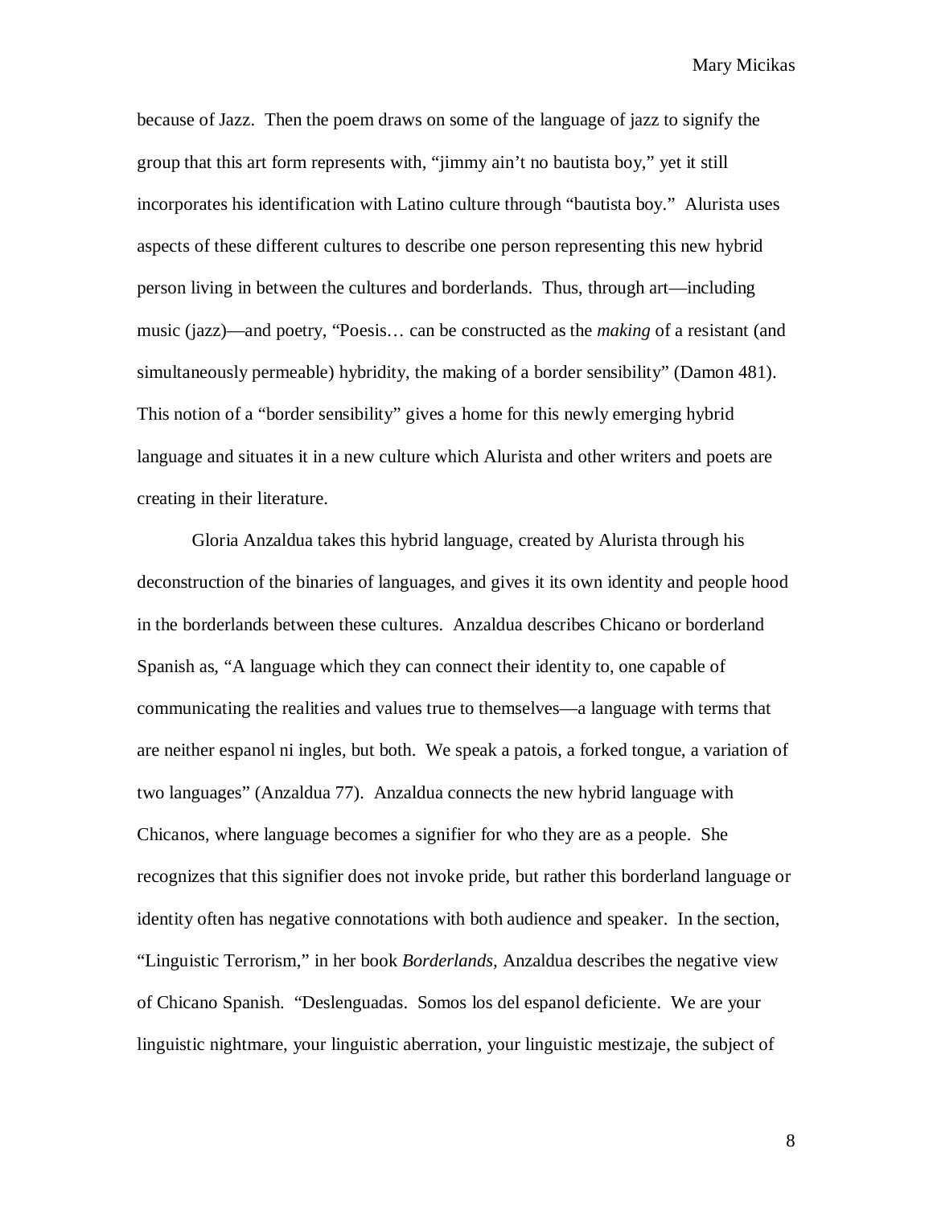because of Jazz. Then the poem draws on some of the language of jazz to signify the group that this art form represents with, "jimmy ain't no bautista boy," yet it still incorporates his identification with Latino culture through "bautista boy." Alurista uses aspects of these different cultures to describe one person representing this new hybrid person living in between the cultures and borderlands. Thus, through art—including music (jazz)—and poetry, "Poesis… can be constructed as the *making* of a resistant (and simultaneously permeable) hybridity, the making of a border sensibility" (Damon 481). This notion of a "border sensibility" gives a home for this newly emerging hybrid language and situates it in a new culture which Alurista and other writers and poets are creating in their literature.

Gloria Anzaldua takes this hybrid language, created by Alurista through his deconstruction of the binaries of languages, and gives it its own identity and people hood in the borderlands between these cultures. Anzaldua describes Chicano or borderland Spanish as, "A language which they can connect their identity to, one capable of communicating the realities and values true to themselves—a language with terms that are neither espanol ni ingles, but both. We speak a patois, a forked tongue, a variation of two languages" (Anzaldua 77). Anzaldua connects the new hybrid language with Chicanos, where language becomes a signifier for who they are as a people. She recognizes that this signifier does not invoke pride, but rather this borderland language or identity often has negative connotations with both audience and speaker. In the section, "Linguistic Terrorism," in her book *Borderlands,* Anzaldua describes the negative view of Chicano Spanish. "Deslenguadas. Somos los del espanol deficiente. We are your linguistic nightmare, your linguistic aberration, your linguistic mestizaje, the subject of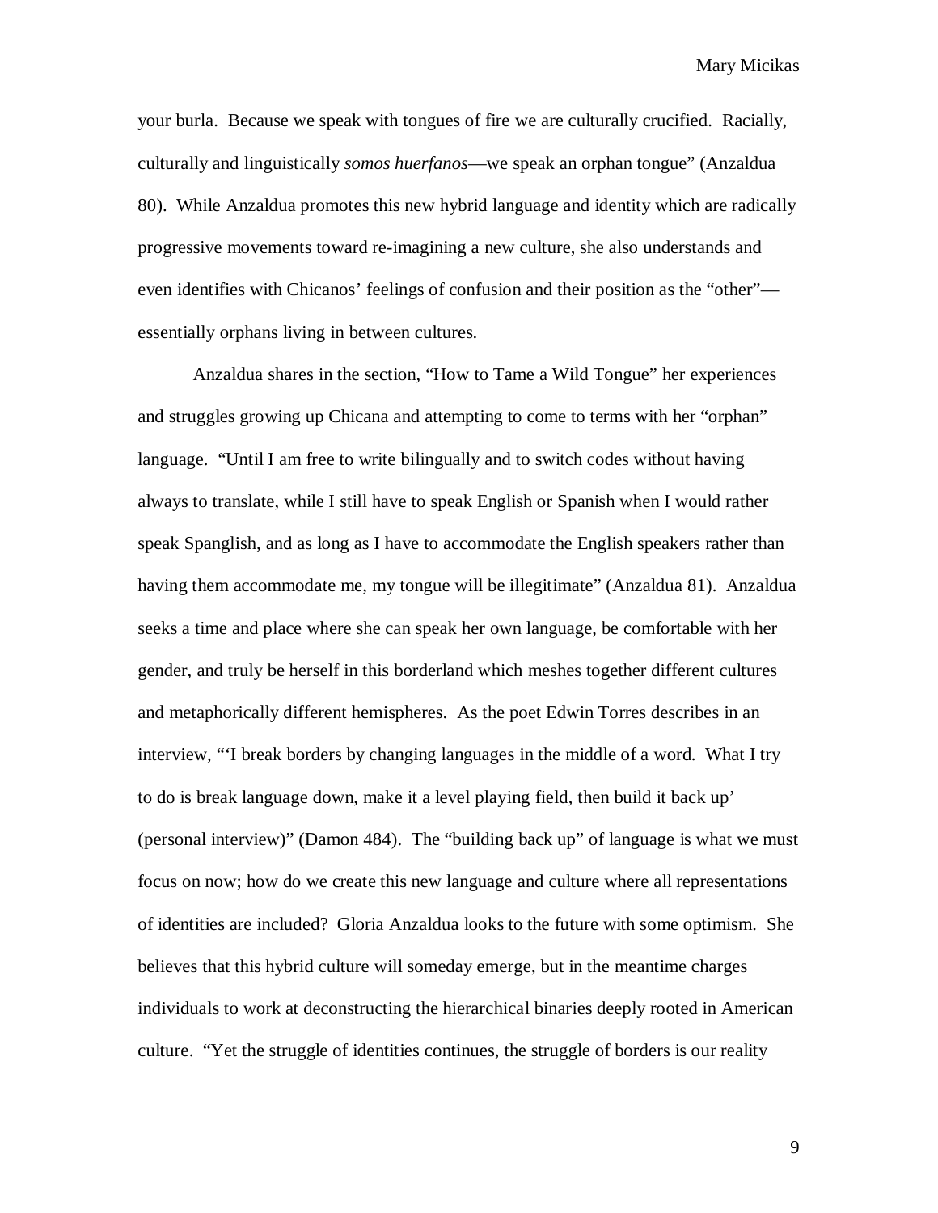your burla. Because we speak with tongues of fire we are culturally crucified. Racially, culturally and linguistically *somos huerfanos*—we speak an orphan tongue" (Anzaldua 80). While Anzaldua promotes this new hybrid language and identity which are radically progressive movements toward re-imagining a new culture, she also understands and even identifies with Chicanos' feelings of confusion and their position as the "other"—essentially orphans living in between cultures.

Anzaldua shares in the section, "How to Tame a Wild Tongue" her experiences and struggles growing up Chicana and attempting to come to terms with her "orphan" language. "Until I am free to write bilingually and to switch codes without having always to translate, while I still have to speak English or Spanish when I would rather speak Spanglish, and as long as I have to accommodate the English speakers rather than having them accommodate me, my tongue will be illegitimate" (Anzaldua 81). Anzaldua seeks a time and place where she can speak her own language, be comfortable with her gender, and truly be herself in this borderland which meshes together different cultures and metaphorically different hemispheres. As the poet Edwin Torres describes in an interview, "'I break borders by changing languages in the middle of a word. What I try to do is break language down, make it a level playing field, then build it back up' (personal interview)" (Damon 484). The "building back up" of language is what we must focus on now; how do we create this new language and culture where all representations of identities are included? Gloria Anzaldua looks to the future with some optimism. She believes that this hybrid culture will someday emerge, but in the meantime charges individuals to work at deconstructing the hierarchical binaries deeply rooted in American culture. "Yet the struggle of identities continues, the struggle of borders is our reality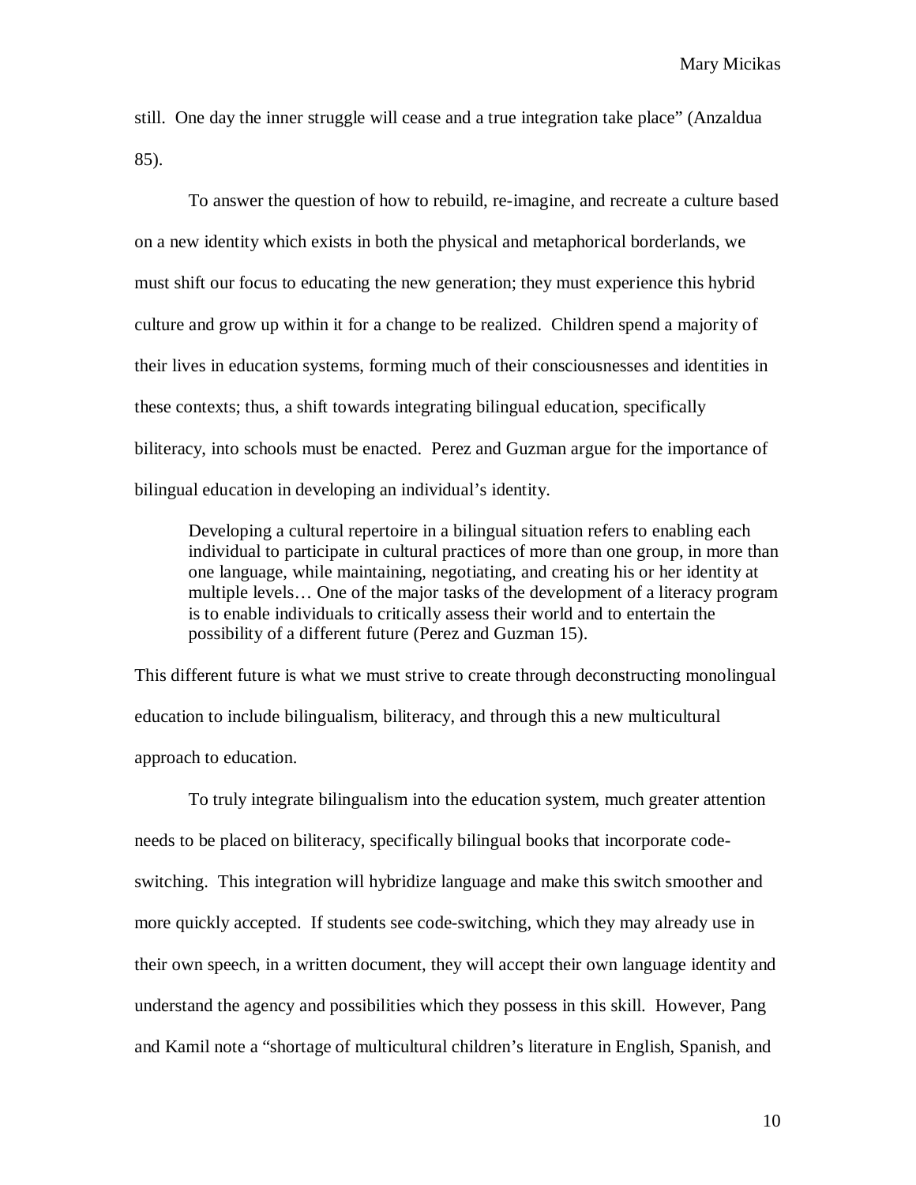still. One day the inner struggle will cease and a true integration take place" (Anzaldua 85).

To answer the question of how to rebuild, re-imagine, and recreate a culture based on a new identity which exists in both the physical and metaphorical borderlands, we must shift our focus to educating the new generation; they must experience this hybrid culture and grow up within it for a change to be realized. Children spend a majority of their lives in education systems, forming much of their consciousnesses and identities in these contexts; thus, a shift towards integrating bilingual education, specifically biliteracy, into schools must be enacted. Perez and Guzman argue for the importance of bilingual education in developing an individual's identity.

> Developing a cultural repertoire in a bilingual situation refers to enabling each individual to participate in cultural practices of more than one group, in more than one language, while maintaining, negotiating, and creating his or her identity at multiple levels… One of the major tasks of the development of a literacy program is to enable individuals to critically assess their world and to entertain the possibility of a different future (Perez and Guzman 15).

This different future is what we must strive to create through deconstructing monolingual education to include bilingualism, biliteracy, and through this a new multicultural approach to education.

To truly integrate bilingualism into the education system, much greater attention needs to be placed on biliteracy, specifically bilingual books that incorporate code-switching. This integration will hybridize language and make this switch smoother and more quickly accepted. If students see code-switching, which they may already use in their own speech, in a written document, they will accept their own language identity and understand the agency and possibilities which they possess in this skill. However, Pang and Kamil note a "shortage of multicultural children's literature in English, Spanish, and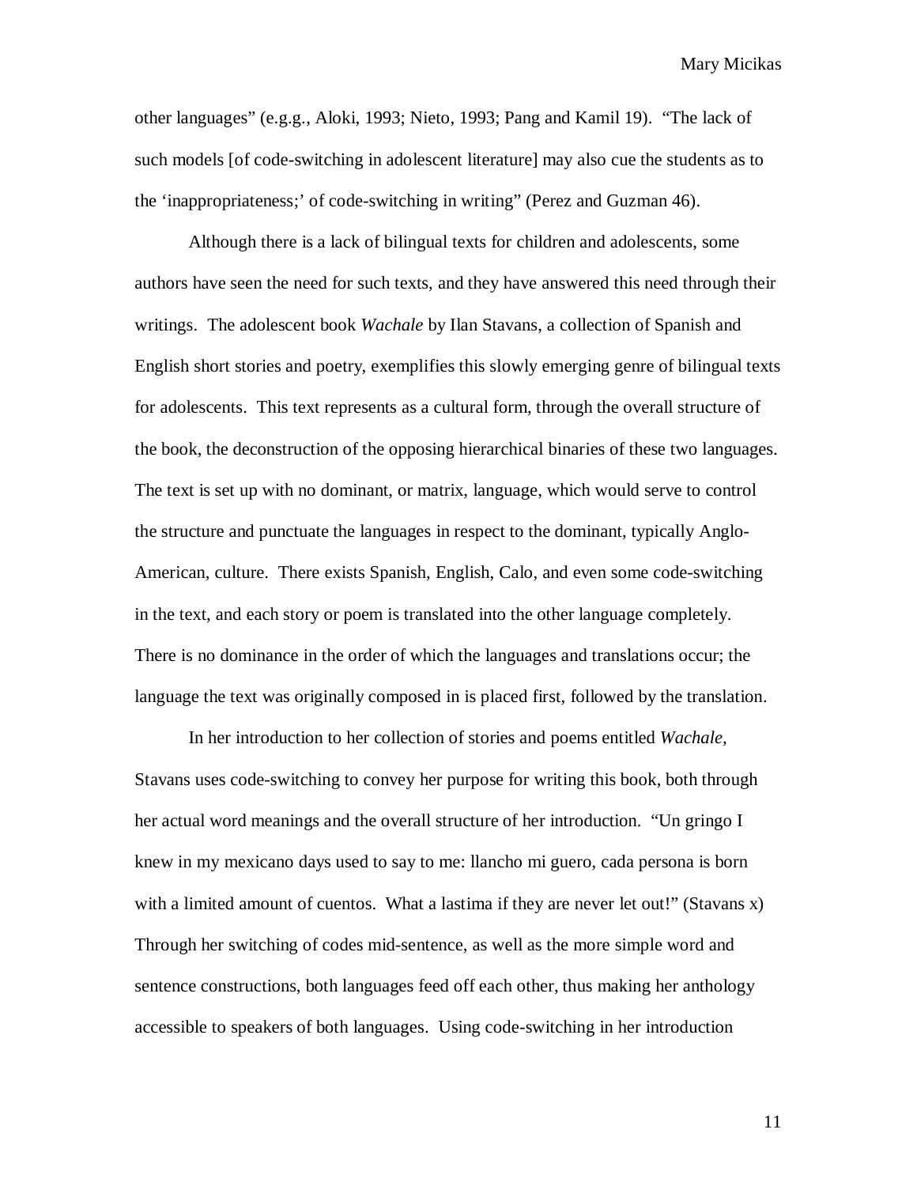other languages" (e.g.g., Aloki, 1993; Nieto, 1993; Pang and Kamil 19). "The lack of such models [of code-switching in adolescent literature] may also cue the students as to the 'inappropriateness;' of code-switching in writing" (Perez and Guzman 46).

Although there is a lack of bilingual texts for children and adolescents, some authors have seen the need for such texts, and they have answered this need through their writings. The adolescent book *Wachale* by Ilan Stavans, a collection of Spanish and English short stories and poetry, exemplifies this slowly emerging genre of bilingual texts for adolescents. This text represents as a cultural form, through the overall structure of the book, the deconstruction of the opposing hierarchical binaries of these two languages. The text is set up with no dominant, or matrix, language, which would serve to control the structure and punctuate the languages in respect to the dominant, typically Anglo-American, culture. There exists Spanish, English, Calo, and even some code-switching in the text, and each story or poem is translated into the other language completely. There is no dominance in the order of which the languages and translations occur; the language the text was originally composed in is placed first, followed by the translation.

In her introduction to her collection of stories and poems entitled *Wachale,* Stavans uses code-switching to convey her purpose for writing this book, both through her actual word meanings and the overall structure of her introduction. "Un gringo I knew in my mexicano days used to say to me: llancho mi guero, cada persona is born with a limited amount of cuentos. What a lastima if they are never let out!" (Stavans x) Through her switching of codes mid-sentence, as well as the more simple word and sentence constructions, both languages feed off each other, thus making her anthology accessible to speakers of both languages. Using code-switching in her introduction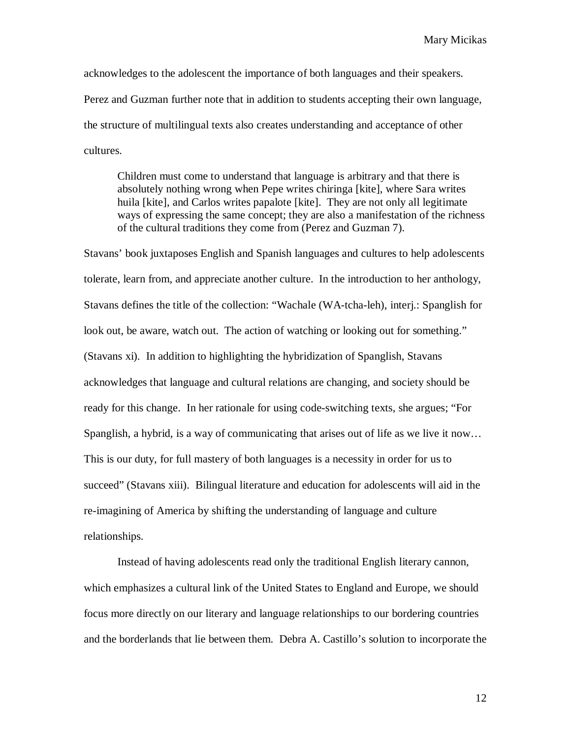acknowledges to the adolescent the importance of both languages and their speakers. Perez and Guzman further note that in addition to students accepting their own language, the structure of multilingual texts also creates understanding and acceptance of other cultures.

> Children must come to understand that language is arbitrary and that there is absolutely nothing wrong when Pepe writes chiringa [kite], where Sara writes huila [kite], and Carlos writes papalote [kite]. They are not only all legitimate ways of expressing the same concept; they are also a manifestation of the richness of the cultural traditions they come from (Perez and Guzman 7).

Stavans' book juxtaposes English and Spanish languages and cultures to help adolescents tolerate, learn from, and appreciate another culture. In the introduction to her anthology, Stavans defines the title of the collection: "Wachale (WA-tcha-leh), interj.: Spanglish for look out, be aware, watch out. The action of watching or looking out for something." (Stavans xi). In addition to highlighting the hybridization of Spanglish, Stavans acknowledges that language and cultural relations are changing, and society should be ready for this change. In her rationale for using code-switching texts, she argues; "For Spanglish, a hybrid, is a way of communicating that arises out of life as we live it now… This is our duty, for full mastery of both languages is a necessity in order for us to succeed" (Stavans xiii). Bilingual literature and education for adolescents will aid in the re-imagining of America by shifting the understanding of language and culture relationships.

Instead of having adolescents read only the traditional English literary cannon, which emphasizes a cultural link of the United States to England and Europe, we should focus more directly on our literary and language relationships to our bordering countries and the borderlands that lie between them. Debra A. Castillo's solution to incorporate the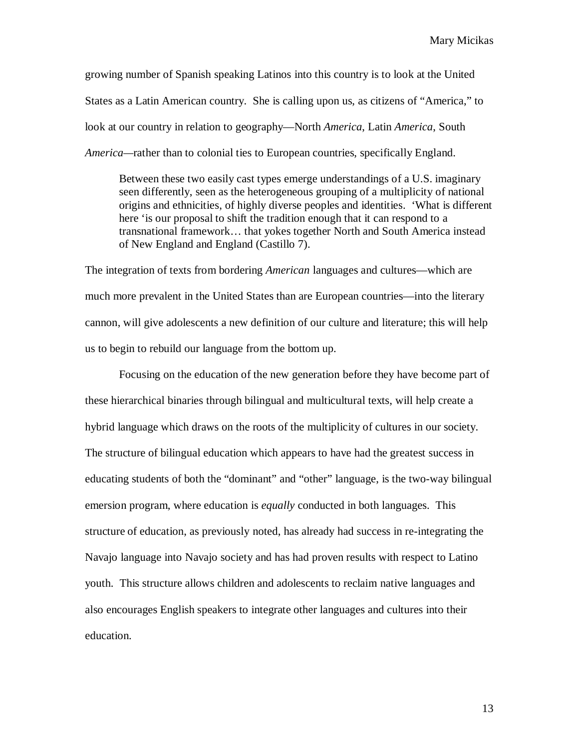growing number of Spanish speaking Latinos into this country is to look at the United States as a Latin American country. She is calling upon us, as citizens of "America," to look at our country in relation to geography—North *America*, Latin *America*, South *America*—rather than to colonial ties to European countries, specifically England.

> Between these two easily cast types emerge understandings of a U.S. imaginary seen differently, seen as the heterogeneous grouping of a multiplicity of national origins and ethnicities, of highly diverse peoples and identities. 'What is different here 'is our proposal to shift the tradition enough that it can respond to a transnational framework… that yokes together North and South America instead of New England and England (Castillo 7).

The integration of texts from bordering *American* languages and cultures—which are much more prevalent in the United States than are European countries—into the literary cannon, will give adolescents a new definition of our culture and literature; this will help us to begin to rebuild our language from the bottom up.

Focusing on the education of the new generation before they have become part of these hierarchical binaries through bilingual and multicultural texts, will help create a hybrid language which draws on the roots of the multiplicity of cultures in our society. The structure of bilingual education which appears to have had the greatest success in educating students of both the "dominant" and "other" language, is the two-way bilingual emersion program, where education is *equally* conducted in both languages. This structure of education, as previously noted, has already had success in re-integrating the Navajo language into Navajo society and has had proven results with respect to Latino youth. This structure allows children and adolescents to reclaim native languages and also encourages English speakers to integrate other languages and cultures into their education.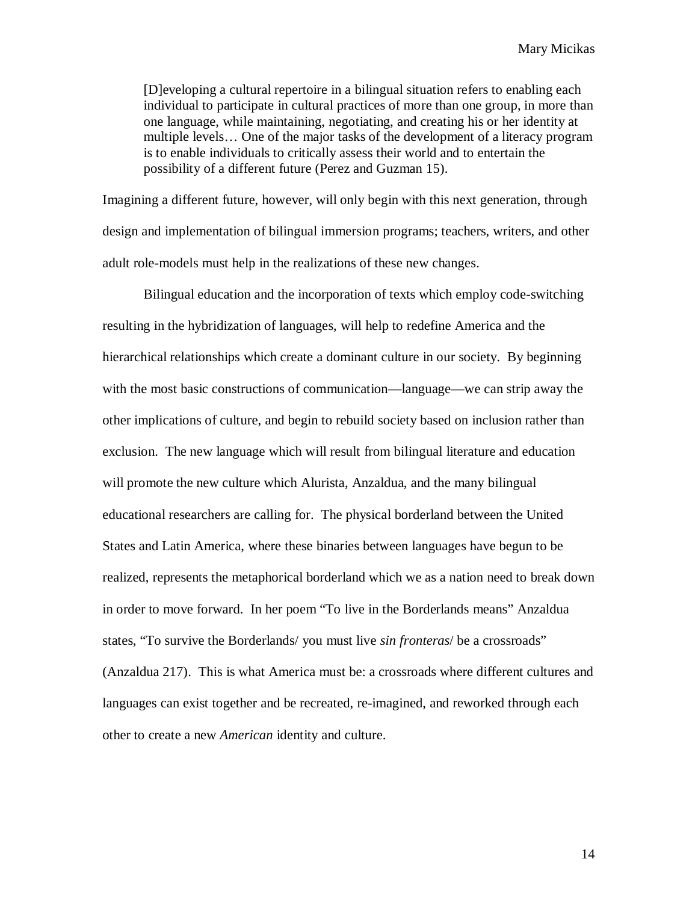> [D]eveloping a cultural repertoire in a bilingual situation refers to enabling each individual to participate in cultural practices of more than one group, in more than one language, while maintaining, negotiating, and creating his or her identity at multiple levels… One of the major tasks of the development of a literacy program is to enable individuals to critically assess their world and to entertain the possibility of a different future (Perez and Guzman 15).

Imagining a different future, however, will only begin with this next generation, through design and implementation of bilingual immersion programs; teachers, writers, and other adult role-models must help in the realizations of these new changes.

Bilingual education and the incorporation of texts which employ code-switching resulting in the hybridization of languages, will help to redefine America and the hierarchical relationships which create a dominant culture in our society. By beginning with the most basic constructions of communication—language—we can strip away the other implications of culture, and begin to rebuild society based on inclusion rather than exclusion. The new language which will result from bilingual literature and education will promote the new culture which Alurista, Anzaldua, and the many bilingual educational researchers are calling for. The physical borderland between the United States and Latin America, where these binaries between languages have begun to be realized, represents the metaphorical borderland which we as a nation need to break down in order to move forward. In her poem "To live in the Borderlands means" Anzaldua states, "To survive the Borderlands/ you must live *sin fronteras*/ be a crossroads" (Anzaldua 217). This is what America must be: a crossroads where different cultures and languages can exist together and be recreated, re-imagined, and reworked through each other to create a new *American* identity and culture.